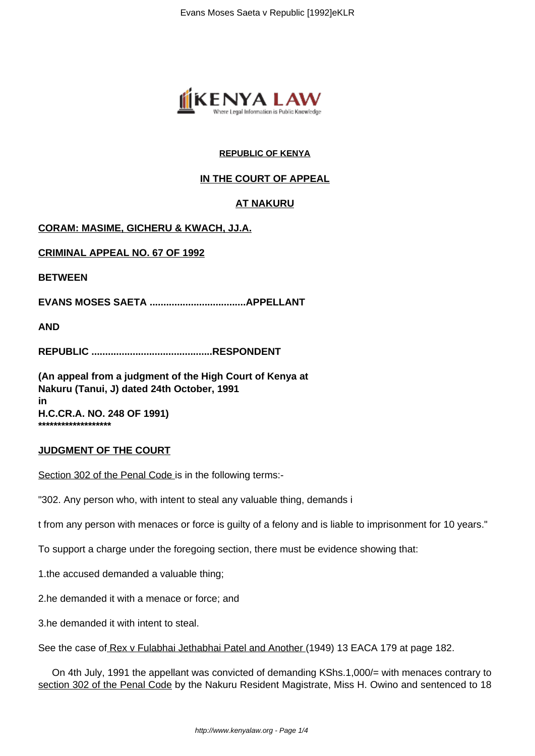**REPUBLIC OF KENYA**

**IN THE COURT OF APPEAL**

**AT NAKURU**

**CORAM: MASIME, GICHERU & KWACH, JJ.A.**

**CRIMINAL APPEAL NO. 67 OF 1992**

**BETWEEN**

**EVANS MOSES SAETA ...................................APPELLANT**

**AND**

**REPUBLIC ............................................RESPONDENT**

**(An appeal from a judgment of the High Court of Kenya at Nakuru (Tanui, J) dated 24th October, 1991 in H.C.CR.A. NO. 248 OF 1991)**
**********************

**JUDGMENT OF THE COURT**

Section 302 of the Penal Code is in the following terms:-

"302. Any person who, with intent to steal any valuable thing, demands it from any person with menaces or force is guilty of a felony and is liable to imprisonment for 10 years."

To support a charge under the foregoing section, there must be evidence showing that:

1. the accused demanded a valuable thing;
2. he demanded it with a menace or force; and
3. he demanded it with intent to steal.

See the case of Rex v Fulabhai Jethabhai Patel and Another (1949) 13 EACA 179 at page 182.

On 4th July, 1991 the appellant was convicted of demanding KShs.1,000/= with menaces contrary to section 302 of the Penal Code by the Nakuru Resident Magistrate, Miss H. Owino and sentenced to 18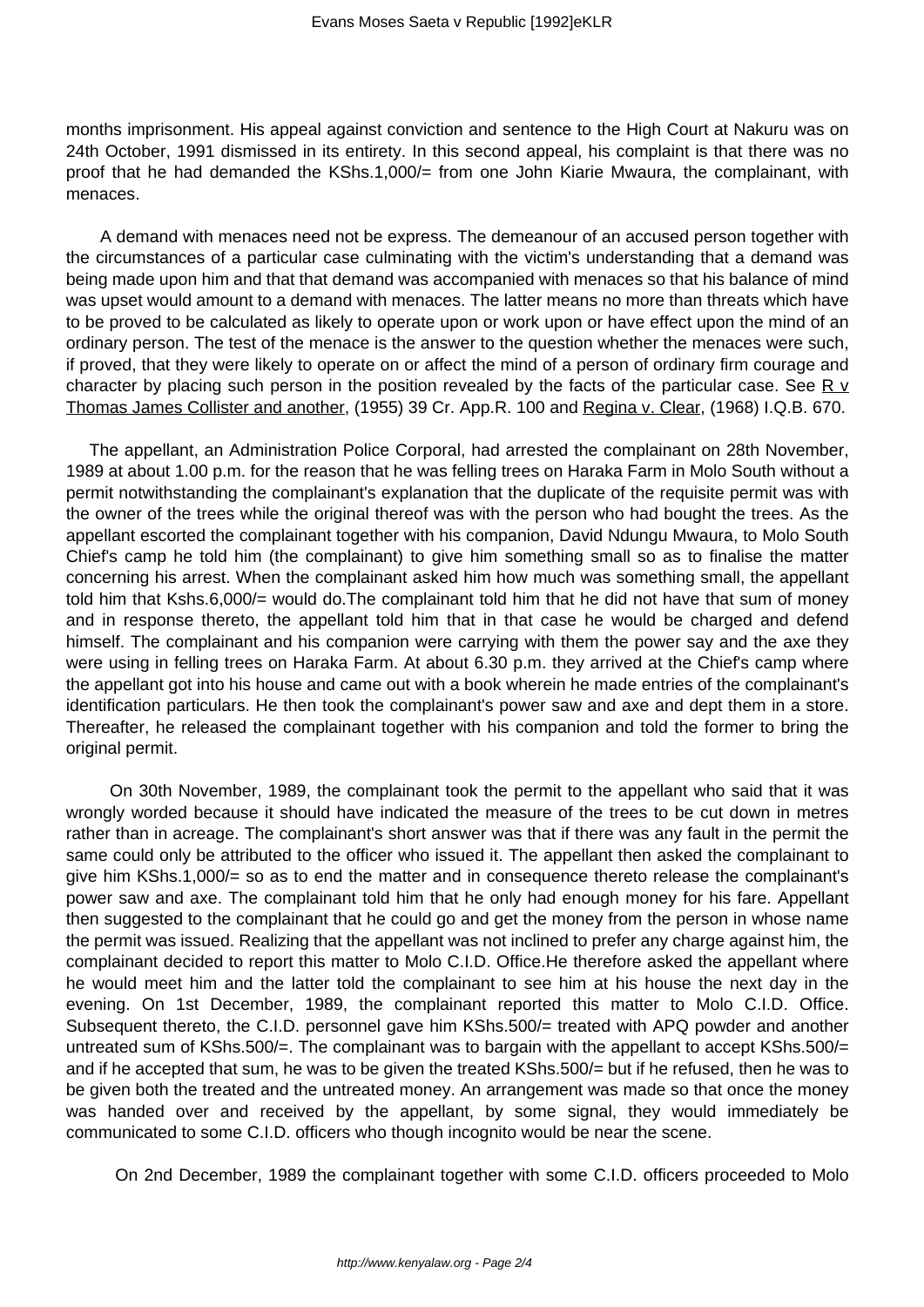months imprisonment. His appeal against conviction and sentence to the High Court at Nakuru was on 24th October, 1991 dismissed in its entirety. In this second appeal, his complaint is that there was no proof that he had demanded the KShs.1,000/= from one John Kiarie Mwaura, the complainant, with menaces.

A demand with menaces need not be express. The demeanour of an accused person together with the circumstances of a particular case culminating with the victim's understanding that a demand was being made upon him and that that demand was accompanied with menaces so that his balance of mind was upset would amount to a demand with menaces. The latter means no more than threats which have to be proved to be calculated as likely to operate upon or work upon or have effect upon the mind of an ordinary person. The test of the menace is the answer to the question whether the menaces were such, if proved, that they were likely to operate on or affect the mind of a person of ordinary firm courage and character by placing such person in the position revealed by the facts of the particular case. See R v Thomas James Collister and another, (1955) 39 Cr. App.R. 100 and Regina v. Clear, (1968) I.Q.B. 670.

The appellant, an Administration Police Corporal, had arrested the complainant on 28th November, 1989 at about 1.00 p.m. for the reason that he was felling trees on Haraka Farm in Molo South without a permit notwithstanding the complainant's explanation that the duplicate of the requisite permit was with the owner of the trees while the original thereof was with the person who had bought the trees. As the appellant escorted the complainant together with his companion, David Ndungu Mwaura, to Molo South Chief's camp he told him (the complainant) to give him something small so as to finalise the matter concerning his arrest. When the complainant asked him how much was something small, the appellant told him that Kshs.6,000/= would do.The complainant told him that he did not have that sum of money and in response thereto, the appellant told him that in that case he would be charged and defend himself. The complainant and his companion were carrying with them the power say and the axe they were using in felling trees on Haraka Farm. At about 6.30 p.m. they arrived at the Chief's camp where the appellant got into his house and came out with a book wherein he made entries of the complainant's identification particulars. He then took the complainant's power saw and axe and dept them in a store. Thereafter, he released the complainant together with his companion and told the former to bring the original permit.

On 30th November, 1989, the complainant took the permit to the appellant who said that it was wrongly worded because it should have indicated the measure of the trees to be cut down in metres rather than in acreage. The complainant's short answer was that if there was any fault in the permit the same could only be attributed to the officer who issued it. The appellant then asked the complainant to give him KShs.1,000/= so as to end the matter and in consequence thereto release the complainant's power saw and axe. The complainant told him that he only had enough money for his fare. Appellant then suggested to the complainant that he could go and get the money from the person in whose name the permit was issued. Realizing that the appellant was not inclined to prefer any charge against him, the complainant decided to report this matter to Molo C.I.D. Office.He therefore asked the appellant where he would meet him and the latter told the complainant to see him at his house the next day in the evening. On 1st December, 1989, the complainant reported this matter to Molo C.I.D. Office. Subsequent thereto, the C.I.D. personnel gave him KShs.500/= treated with APQ powder and another untreated sum of KShs.500/=. The complainant was to bargain with the appellant to accept KShs.500/= and if he accepted that sum, he was to be given the treated KShs.500/= but if he refused, then he was to be given both the treated and the untreated money. An arrangement was made so that once the money was handed over and received by the appellant, by some signal, they would immediately be communicated to some C.I.D. officers who though incognito would be near the scene.

On 2nd December, 1989 the complainant together with some C.I.D. officers proceeded to Molo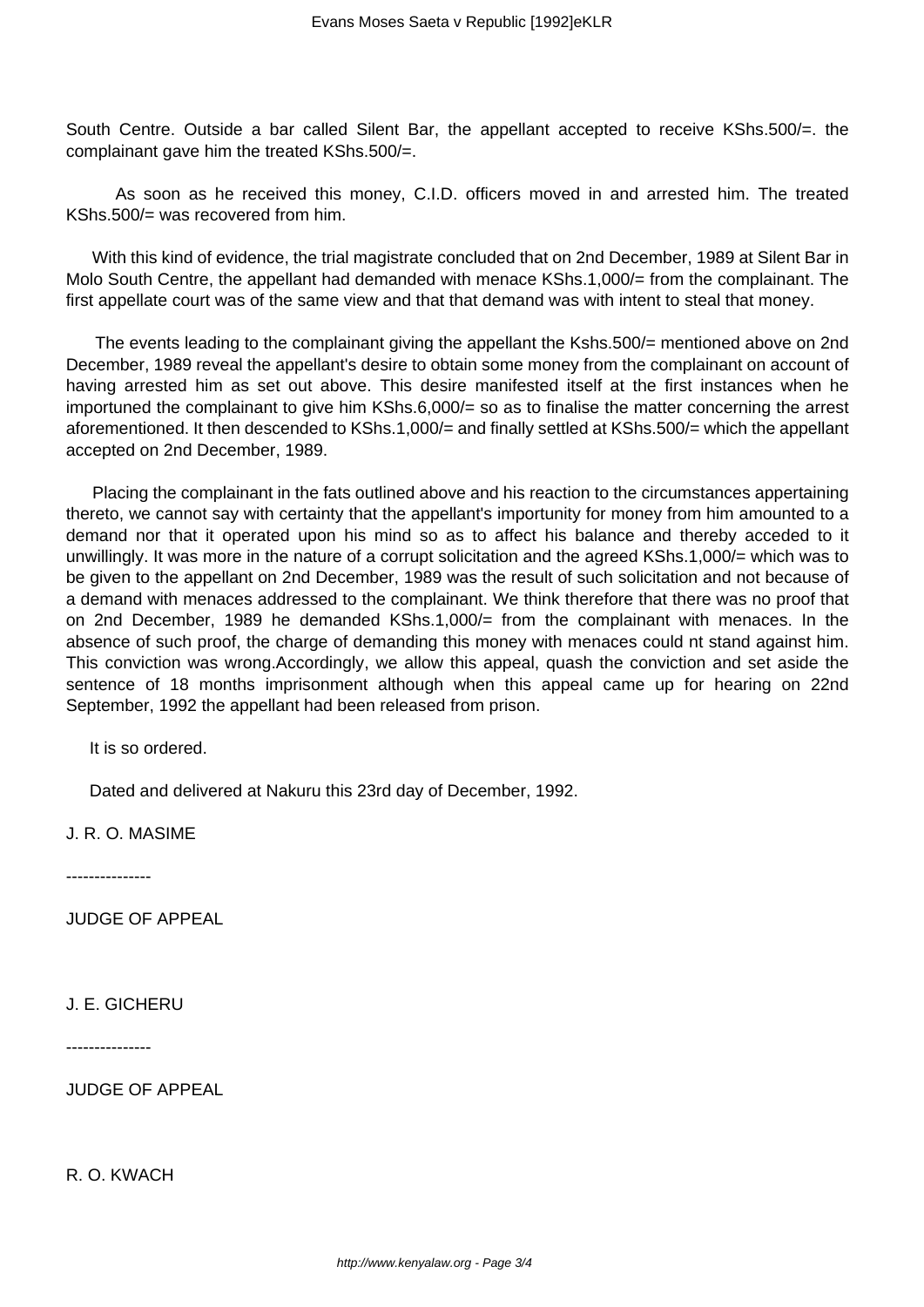South Centre. Outside a bar called Silent Bar, the appellant accepted to receive KShs.500/=. the complainant gave him the treated KShs.500/=.

As soon as he received this money, C.I.D. officers moved in and arrested him. The treated KShs.500/= was recovered from him.

With this kind of evidence, the trial magistrate concluded that on 2nd December, 1989 at Silent Bar in Molo South Centre, the appellant had demanded with menace KShs.1,000/= from the complainant. The first appellate court was of the same view and that that demand was with intent to steal that money.

The events leading to the complainant giving the appellant the Kshs.500/= mentioned above on 2nd December, 1989 reveal the appellant's desire to obtain some money from the complainant on account of having arrested him as set out above. This desire manifested itself at the first instances when he importuned the complainant to give him KShs.6,000/= so as to finalise the matter concerning the arrest aforementioned. It then descended to KShs.1,000/= and finally settled at KShs.500/= which the appellant accepted on 2nd December, 1989.

Placing the complainant in the fats outlined above and his reaction to the circumstances appertaining thereto, we cannot say with certainty that the appellant's importunity for money from him amounted to a demand nor that it operated upon his mind so as to affect his balance and thereby acceded to it unwillingly. It was more in the nature of a corrupt solicitation and the agreed KShs.1,000/= which was to be given to the appellant on 2nd December, 1989 was the result of such solicitation and not because of a demand with menaces addressed to the complainant. We think therefore that there was no proof that on 2nd December, 1989 he demanded KShs.1,000/= from the complainant with menaces. In the absence of such proof, the charge of demanding this money with menaces could nt stand against him. This conviction was wrong.Accordingly, we allow this appeal, quash the conviction and set aside the sentence of 18 months imprisonment although when this appeal came up for hearing on 22nd September, 1992 the appellant had been released from prison.

It is so ordered.

Dated and delivered at Nakuru this 23rd day of December, 1992.

J. R. O. MASIME

---------------

JUDGE OF APPEAL

J. E. GICHERU

---------------

JUDGE OF APPEAL

R. O. KWACH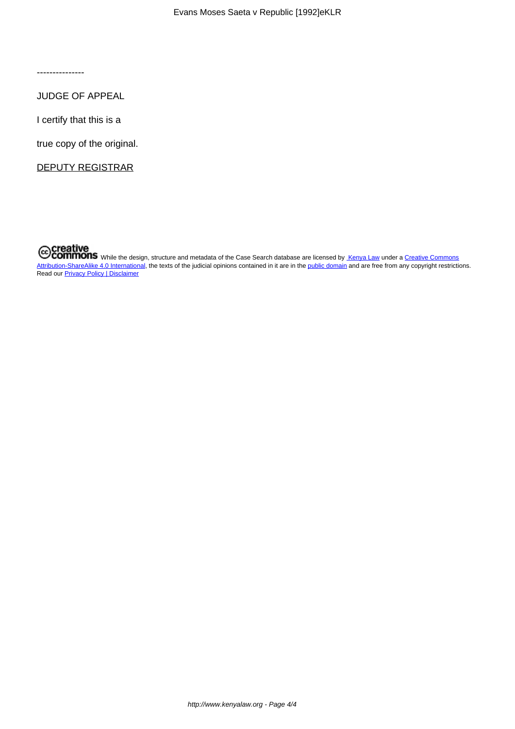---------------

JUDGE OF APPEAL

I certify that this is a

true copy of the original.

DEPUTY REGISTRAR

While the design, structure and metadata of the Case Search database are licensed by Kenya Law under a Creative Commons Attribution-ShareAlike 4.0 International, the texts of the judicial opinions contained in it are in the public domain and are free from any copyright restrictions. Read our Privacy Policy | Disclaimer